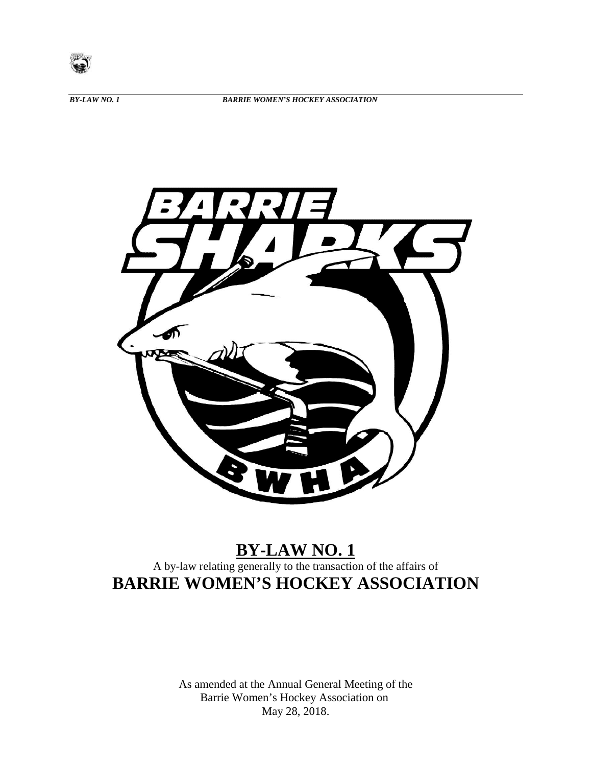# BY-LAW NO. 1

A by-law relating generally to the transaction of the affairs of

## BARRIE WOMEN'S HOCKEY ASSOCIATION

As amended at the Annual General Meeting of the Barrie Women's Hockey Association on May 28, 2018.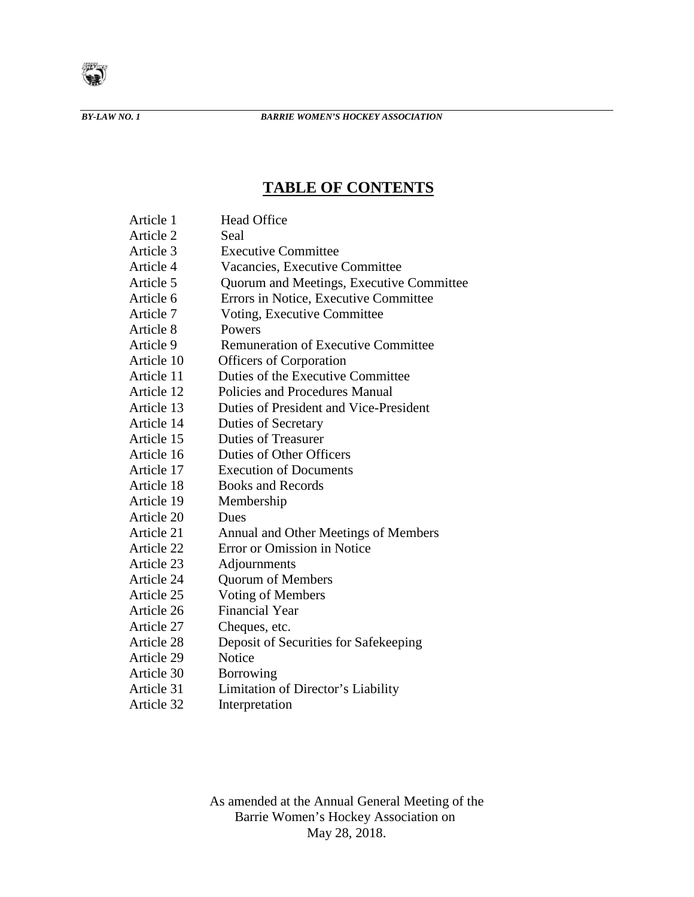## TABLE OF CONTENTS

| | |
|---|---|
| Article 1 | Head Office |
| Article 2 | Seal |
| Article 3 | Executive Committee |
| Article 4 | Vacancies, Executive Committee |
| Article 5 | Quorum and Meetings, Executive Committee |
| Article 6 | Errors in Notice, Executive Committee |
| Article 7 | Voting, Executive Committee |
| Article 8 | Powers |
| Article 9 | Remuneration of Executive Committee |
| Article 10 | Officers of Corporation |
| Article 11 | Duties of the Executive Committee |
| Article 12 | Policies and Procedures Manual |
| Article 13 | Duties of President and Vice-President |
| Article 14 | Duties of Secretary |
| Article 15 | Duties of Treasurer |
| Article 16 | Duties of Other Officers |
| Article 17 | Execution of Documents |
| Article 18 | Books and Records |
| Article 19 | Membership |
| Article 20 | Dues |
| Article 21 | Annual and Other Meetings of Members |
| Article 22 | Error or Omission in Notice |
| Article 23 | Adjournments |
| Article 24 | Quorum of Members |
| Article 25 | Voting of Members |
| Article 26 | Financial Year |
| Article 27 | Cheques, etc. |
| Article 28 | Deposit of Securities for Safekeeping |
| Article 29 | Notice |
| Article 30 | Borrowing |
| Article 31 | Limitation of Director's Liability |
| Article 32 | Interpretation |

As amended at the Annual General Meeting of the Barrie Women's Hockey Association on May 28, 2018.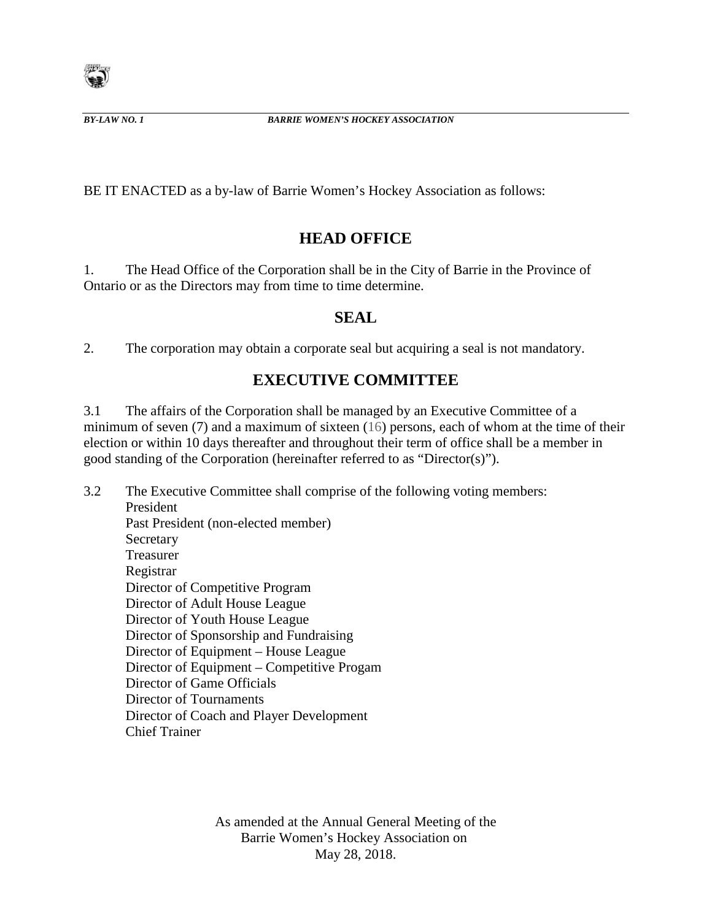BE IT ENACTED as a by-law of Barrie Women's Hockey Association as follows:

## HEAD OFFICE

1. The Head Office of the Corporation shall be in the City of Barrie in the Province of Ontario or as the Directors may from time to time determine.

## SEAL

2. The corporation may obtain a corporate seal but acquiring a seal is not mandatory.

## EXECUTIVE COMMITTEE

3.1 The affairs of the Corporation shall be managed by an Executive Committee of a minimum of seven (7) and a maximum of sixteen (16) persons, each of whom at the time of their election or within 10 days thereafter and throughout their term of office shall be a member in good standing of the Corporation (hereinafter referred to as "Director(s)").

3.2 The Executive Committee shall comprise of the following voting members:

- President
- Past President (non-elected member)
- Secretary
- Treasurer
- Registrar
- Director of Competitive Program
- Director of Adult House League
- Director of Youth House League
- Director of Sponsorship and Fundraising
- Director of Equipment – House League
- Director of Equipment – Competitive Progam
- Director of Game Officials
- Director of Tournaments
- Director of Coach and Player Development
- Chief Trainer

As amended at the Annual General Meeting of the Barrie Women's Hockey Association on May 28, 2018.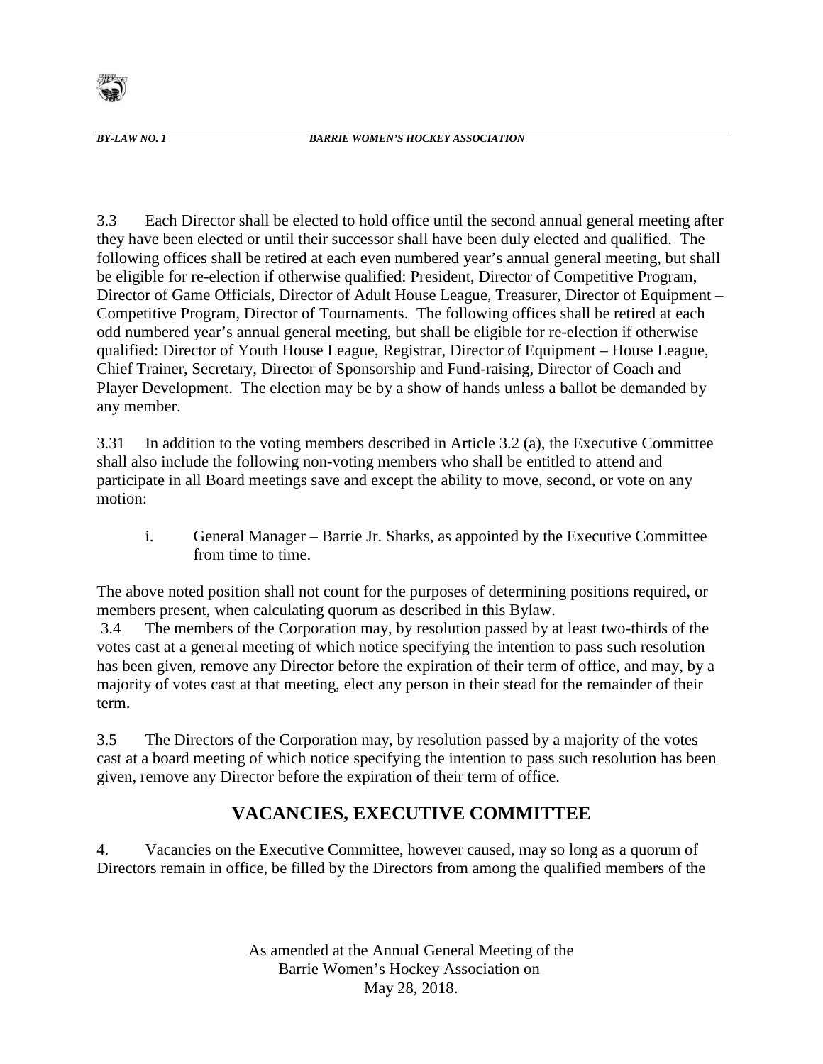3.3 Each Director shall be elected to hold office until the second annual general meeting after they have been elected or until their successor shall have been duly elected and qualified. The following offices shall be retired at each even numbered year's annual general meeting, but shall be eligible for re-election if otherwise qualified: President, Director of Competitive Program, Director of Game Officials, Director of Adult House League, Treasurer, Director of Equipment – Competitive Program, Director of Tournaments. The following offices shall be retired at each odd numbered year's annual general meeting, but shall be eligible for re-election if otherwise qualified: Director of Youth House League, Registrar, Director of Equipment – House League, Chief Trainer, Secretary, Director of Sponsorship and Fund-raising, Director of Coach and Player Development. The election may be by a show of hands unless a ballot be demanded by any member.

3.31 In addition to the voting members described in Article 3.2 (a), the Executive Committee shall also include the following non-voting members who shall be entitled to attend and participate in all Board meetings save and except the ability to move, second, or vote on any motion:

i. General Manager – Barrie Jr. Sharks, as appointed by the Executive Committee from time to time.

The above noted position shall not count for the purposes of determining positions required, or members present, when calculating quorum as described in this Bylaw.

3.4 The members of the Corporation may, by resolution passed by at least two-thirds of the votes cast at a general meeting of which notice specifying the intention to pass such resolution has been given, remove any Director before the expiration of their term of office, and may, by a majority of votes cast at that meeting, elect any person in their stead for the remainder of their term.

3.5 The Directors of the Corporation may, by resolution passed by a majority of the votes cast at a board meeting of which notice specifying the intention to pass such resolution has been given, remove any Director before the expiration of their term of office.

## VACANCIES, EXECUTIVE COMMITTEE

4. Vacancies on the Executive Committee, however caused, may so long as a quorum of Directors remain in office, be filled by the Directors from among the qualified members of the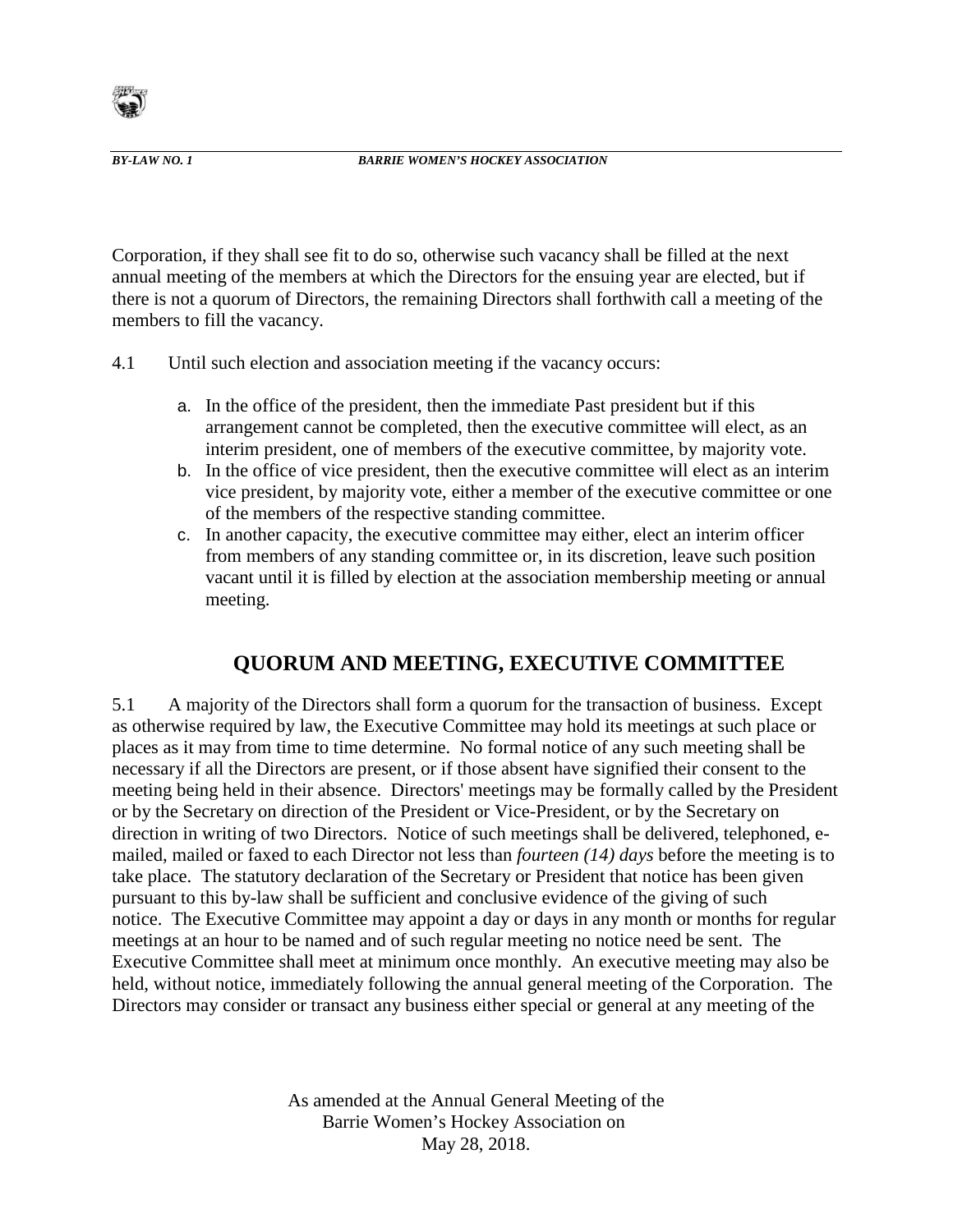Corporation, if they shall see fit to do so, otherwise such vacancy shall be filled at the next annual meeting of the members at which the Directors for the ensuing year are elected, but if there is not a quorum of Directors, the remaining Directors shall forthwith call a meeting of the members to fill the vacancy.

4.1 Until such election and association meeting if the vacancy occurs:

a. In the office of the president, then the immediate Past president but if this arrangement cannot be completed, then the executive committee will elect, as an interim president, one of members of the executive committee, by majority vote.
b. In the office of vice president, then the executive committee will elect as an interim vice president, by majority vote, either a member of the executive committee or one of the members of the respective standing committee.
c. In another capacity, the executive committee may either, elect an interim officer from members of any standing committee or, in its discretion, leave such position vacant until it is filled by election at the association membership meeting or annual meeting.

## QUORUM AND MEETING, EXECUTIVE COMMITTEE

5.1 A majority of the Directors shall form a quorum for the transaction of business. Except as otherwise required by law, the Executive Committee may hold its meetings at such place or places as it may from time to time determine. No formal notice of any such meeting shall be necessary if all the Directors are present, or if those absent have signified their consent to the meeting being held in their absence. Directors' meetings may be formally called by the President or by the Secretary on direction of the President or Vice-President, or by the Secretary on direction in writing of two Directors. Notice of such meetings shall be delivered, telephoned, e-mailed, mailed or faxed to each Director not less than *fourteen (14) days* before the meeting is to take place. The statutory declaration of the Secretary or President that notice has been given pursuant to this by-law shall be sufficient and conclusive evidence of the giving of such notice. The Executive Committee may appoint a day or days in any month or months for regular meetings at an hour to be named and of such regular meeting no notice need be sent. The Executive Committee shall meet at minimum once monthly. An executive meeting may also be held, without notice, immediately following the annual general meeting of the Corporation. The Directors may consider or transact any business either special or general at any meeting of the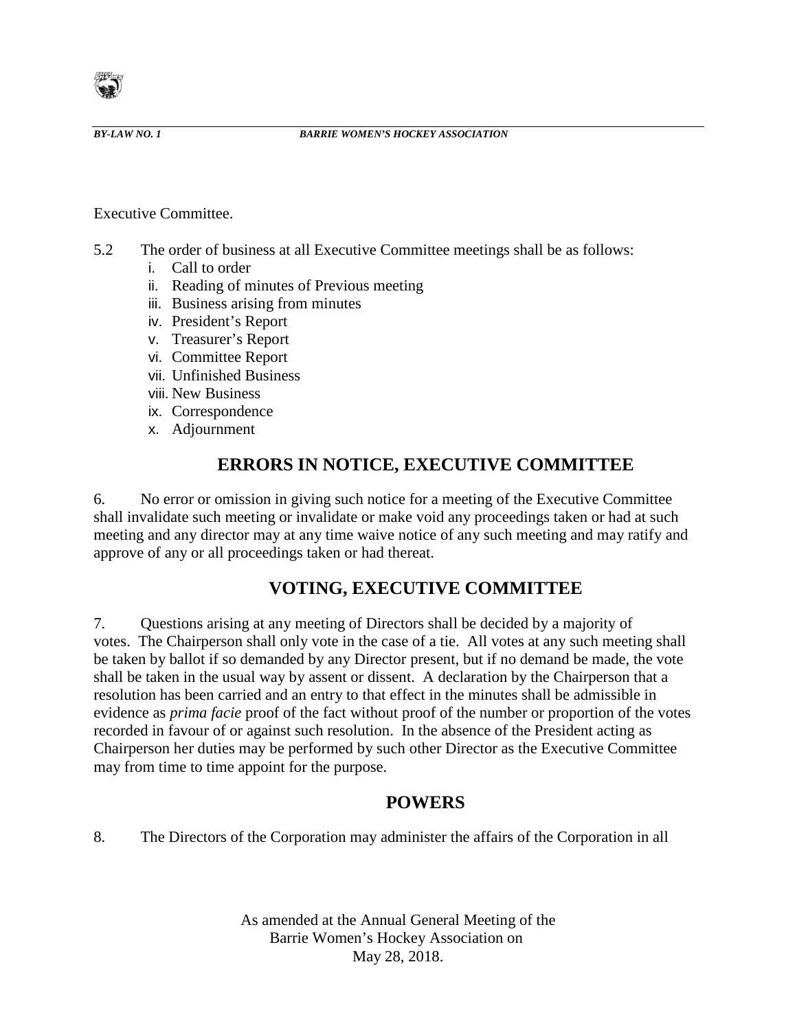Executive Committee.

5.2 The order of business at all Executive Committee meetings shall be as follows:

i. Call to order
ii. Reading of minutes of Previous meeting
iii. Business arising from minutes
iv. President's Report
v. Treasurer's Report
vi. Committee Report
vii. Unfinished Business
viii. New Business
ix. Correspondence
x. Adjournment

## ERRORS IN NOTICE, EXECUTIVE COMMITTEE

6. No error or omission in giving such notice for a meeting of the Executive Committee shall invalidate such meeting or invalidate or make void any proceedings taken or had at such meeting and any director may at any time waive notice of any such meeting and may ratify and approve of any or all proceedings taken or had thereat.

## VOTING, EXECUTIVE COMMITTEE

7. Questions arising at any meeting of Directors shall be decided by a majority of votes. The Chairperson shall only vote in the case of a tie. All votes at any such meeting shall be taken by ballot if so demanded by any Director present, but if no demand be made, the vote shall be taken in the usual way by assent or dissent. A declaration by the Chairperson that a resolution has been carried and an entry to that effect in the minutes shall be admissible in evidence as *prima facie* proof of the fact without proof of the number or proportion of the votes recorded in favour of or against such resolution. In the absence of the President acting as Chairperson her duties may be performed by such other Director as the Executive Committee may from time to time appoint for the purpose.

## POWERS

8. The Directors of the Corporation may administer the affairs of the Corporation in all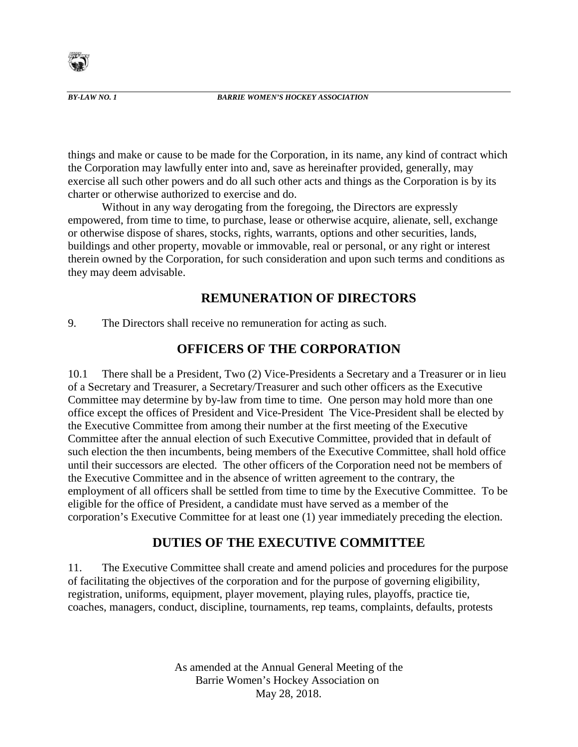things and make or cause to be made for the Corporation, in its name, any kind of contract which the Corporation may lawfully enter into and, save as hereinafter provided, generally, may exercise all such other powers and do all such other acts and things as the Corporation is by its charter or otherwise authorized to exercise and do.

Without in any way derogating from the foregoing, the Directors are expressly empowered, from time to time, to purchase, lease or otherwise acquire, alienate, sell, exchange or otherwise dispose of shares, stocks, rights, warrants, options and other securities, lands, buildings and other property, movable or immovable, real or personal, or any right or interest therein owned by the Corporation, for such consideration and upon such terms and conditions as they may deem advisable.

## REMUNERATION OF DIRECTORS

9. The Directors shall receive no remuneration for acting as such.

## OFFICERS OF THE CORPORATION

10.1 There shall be a President, Two (2) Vice-Presidents a Secretary and a Treasurer or in lieu of a Secretary and Treasurer, a Secretary/Treasurer and such other officers as the Executive Committee may determine by by-law from time to time. One person may hold more than one office except the offices of President and Vice-President The Vice-President shall be elected by the Executive Committee from among their number at the first meeting of the Executive Committee after the annual election of such Executive Committee, provided that in default of such election the then incumbents, being members of the Executive Committee, shall hold office until their successors are elected. The other officers of the Corporation need not be members of the Executive Committee and in the absence of written agreement to the contrary, the employment of all officers shall be settled from time to time by the Executive Committee. To be eligible for the office of President, a candidate must have served as a member of the corporation's Executive Committee for at least one (1) year immediately preceding the election.

## DUTIES OF THE EXECUTIVE COMMITTEE

11. The Executive Committee shall create and amend policies and procedures for the purpose of facilitating the objectives of the corporation and for the purpose of governing eligibility, registration, uniforms, equipment, player movement, playing rules, playoffs, practice tie, coaches, managers, conduct, discipline, tournaments, rep teams, complaints, defaults, protests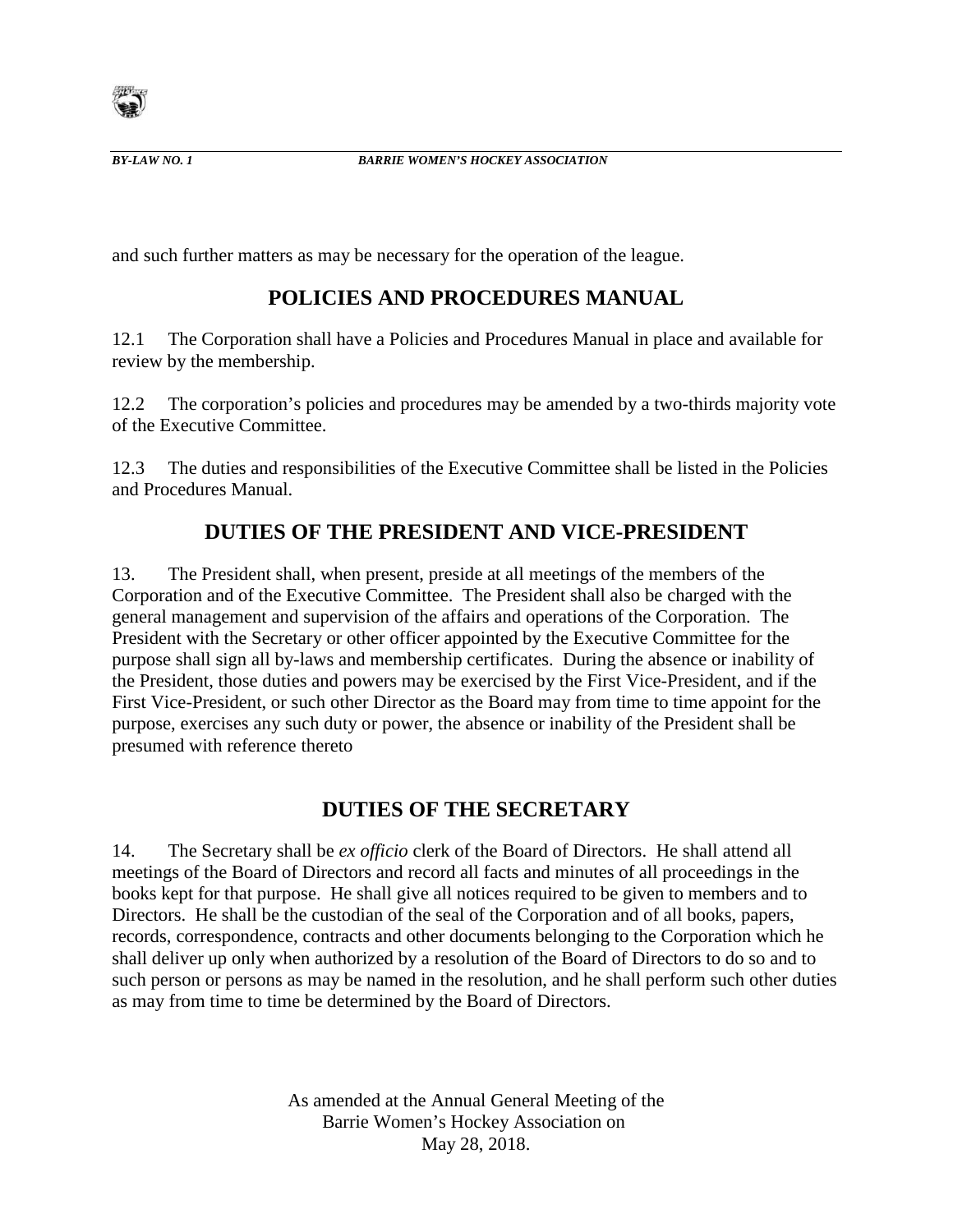and such further matters as may be necessary for the operation of the league.

## POLICIES AND PROCEDURES MANUAL

12.1 The Corporation shall have a Policies and Procedures Manual in place and available for review by the membership.

12.2 The corporation's policies and procedures may be amended by a two-thirds majority vote of the Executive Committee.

12.3 The duties and responsibilities of the Executive Committee shall be listed in the Policies and Procedures Manual.

## DUTIES OF THE PRESIDENT AND VICE-PRESIDENT

13. The President shall, when present, preside at all meetings of the members of the Corporation and of the Executive Committee. The President shall also be charged with the general management and supervision of the affairs and operations of the Corporation. The President with the Secretary or other officer appointed by the Executive Committee for the purpose shall sign all by-laws and membership certificates. During the absence or inability of the President, those duties and powers may be exercised by the First Vice-President, and if the First Vice-President, or such other Director as the Board may from time to time appoint for the purpose, exercises any such duty or power, the absence or inability of the President shall be presumed with reference thereto

## DUTIES OF THE SECRETARY

14. The Secretary shall be *ex officio* clerk of the Board of Directors. He shall attend all meetings of the Board of Directors and record all facts and minutes of all proceedings in the books kept for that purpose. He shall give all notices required to be given to members and to Directors. He shall be the custodian of the seal of the Corporation and of all books, papers, records, correspondence, contracts and other documents belonging to the Corporation which he shall deliver up only when authorized by a resolution of the Board of Directors to do so and to such person or persons as may be named in the resolution, and he shall perform such other duties as may from time to time be determined by the Board of Directors.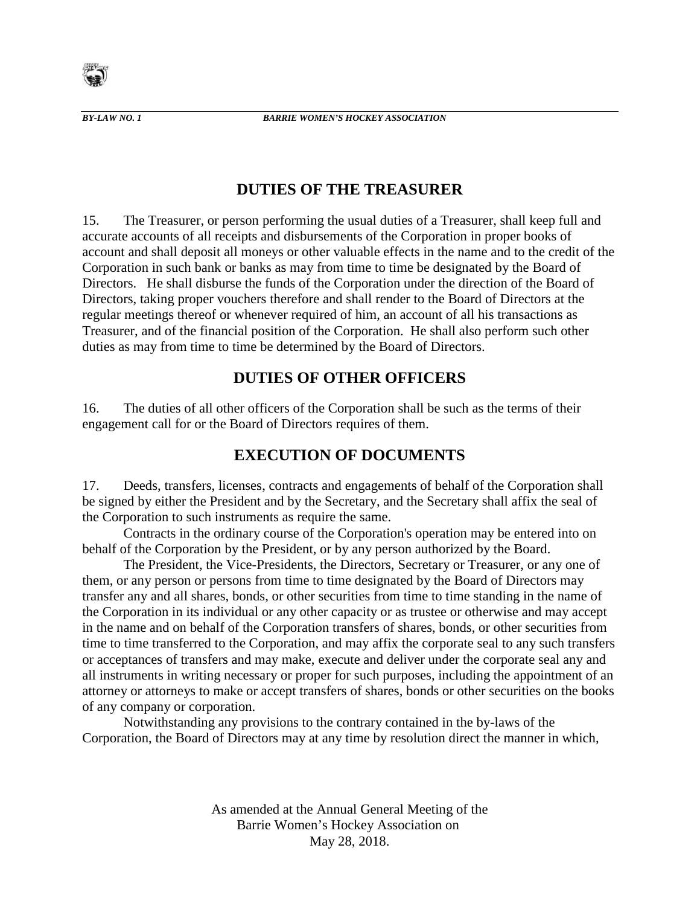## DUTIES OF THE TREASURER

15. The Treasurer, or person performing the usual duties of a Treasurer, shall keep full and accurate accounts of all receipts and disbursements of the Corporation in proper books of account and shall deposit all moneys or other valuable effects in the name and to the credit of the Corporation in such bank or banks as may from time to time be designated by the Board of Directors. He shall disburse the funds of the Corporation under the direction of the Board of Directors, taking proper vouchers therefore and shall render to the Board of Directors at the regular meetings thereof or whenever required of him, an account of all his transactions as Treasurer, and of the financial position of the Corporation. He shall also perform such other duties as may from time to time be determined by the Board of Directors.

## DUTIES OF OTHER OFFICERS

16. The duties of all other officers of the Corporation shall be such as the terms of their engagement call for or the Board of Directors requires of them.

## EXECUTION OF DOCUMENTS

17. Deeds, transfers, licenses, contracts and engagements of behalf of the Corporation shall be signed by either the President and by the Secretary, and the Secretary shall affix the seal of the Corporation to such instruments as require the same.

Contracts in the ordinary course of the Corporation's operation may be entered into on behalf of the Corporation by the President, or by any person authorized by the Board.

The President, the Vice-Presidents, the Directors, Secretary or Treasurer, or any one of them, or any person or persons from time to time designated by the Board of Directors may transfer any and all shares, bonds, or other securities from time to time standing in the name of the Corporation in its individual or any other capacity or as trustee or otherwise and may accept in the name and on behalf of the Corporation transfers of shares, bonds, or other securities from time to time transferred to the Corporation, and may affix the corporate seal to any such transfers or acceptances of transfers and may make, execute and deliver under the corporate seal any and all instruments in writing necessary or proper for such purposes, including the appointment of an attorney or attorneys to make or accept transfers of shares, bonds or other securities on the books of any company or corporation.

Notwithstanding any provisions to the contrary contained in the by-laws of the Corporation, the Board of Directors may at any time by resolution direct the manner in which,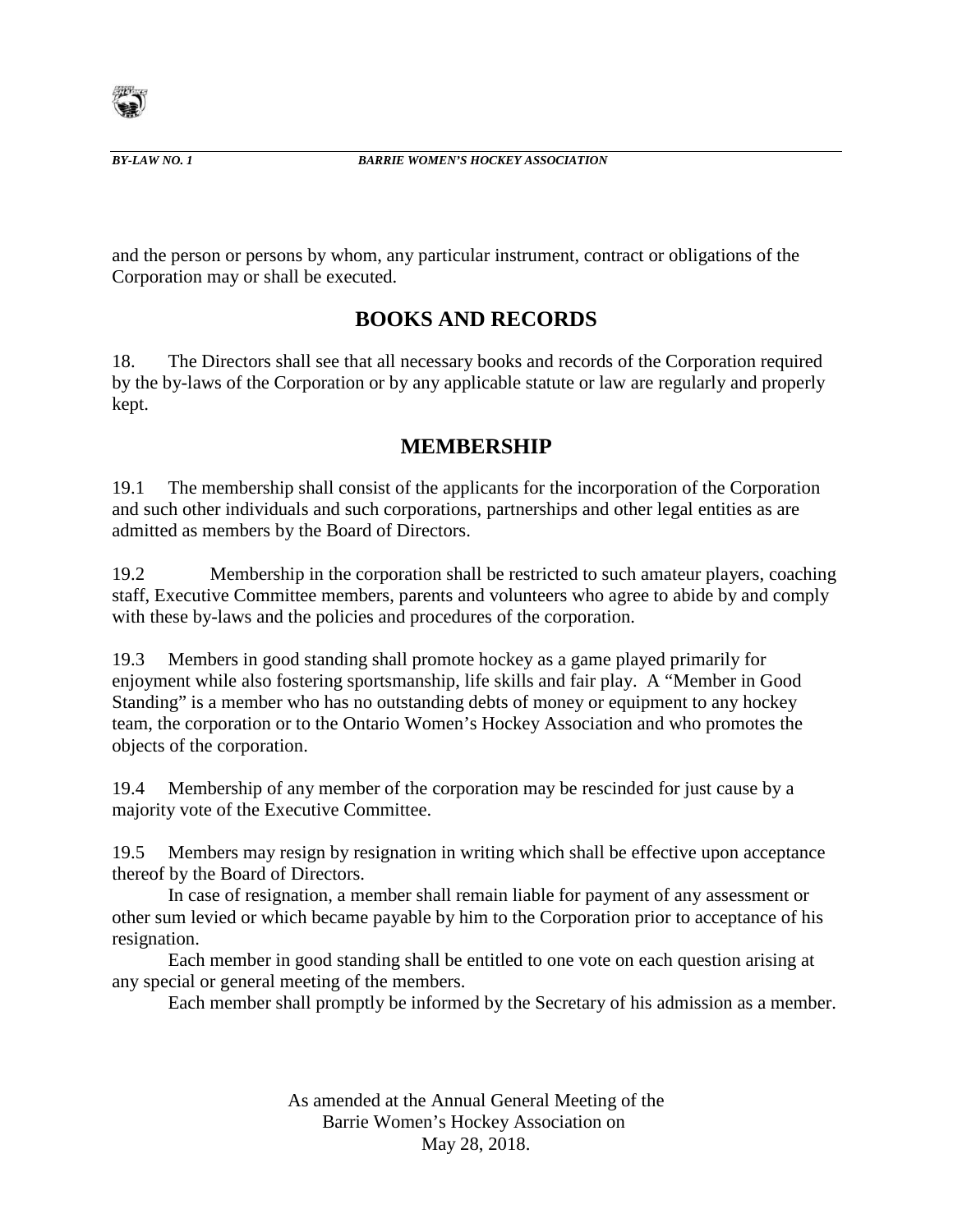and the person or persons by whom, any particular instrument, contract or obligations of the Corporation may or shall be executed.

## BOOKS AND RECORDS

18. The Directors shall see that all necessary books and records of the Corporation required by the by-laws of the Corporation or by any applicable statute or law are regularly and properly kept.

## MEMBERSHIP

19.1 The membership shall consist of the applicants for the incorporation of the Corporation and such other individuals and such corporations, partnerships and other legal entities as are admitted as members by the Board of Directors.

19.2 Membership in the corporation shall be restricted to such amateur players, coaching staff, Executive Committee members, parents and volunteers who agree to abide by and comply with these by-laws and the policies and procedures of the corporation.

19.3 Members in good standing shall promote hockey as a game played primarily for enjoyment while also fostering sportsmanship, life skills and fair play. A "Member in Good Standing" is a member who has no outstanding debts of money or equipment to any hockey team, the corporation or to the Ontario Women's Hockey Association and who promotes the objects of the corporation.

19.4 Membership of any member of the corporation may be rescinded for just cause by a majority vote of the Executive Committee.

19.5 Members may resign by resignation in writing which shall be effective upon acceptance thereof by the Board of Directors.

In case of resignation, a member shall remain liable for payment of any assessment or other sum levied or which became payable by him to the Corporation prior to acceptance of his resignation.

Each member in good standing shall be entitled to one vote on each question arising at any special or general meeting of the members.

Each member shall promptly be informed by the Secretary of his admission as a member.

As amended at the Annual General Meeting of the Barrie Women's Hockey Association on May 28, 2018.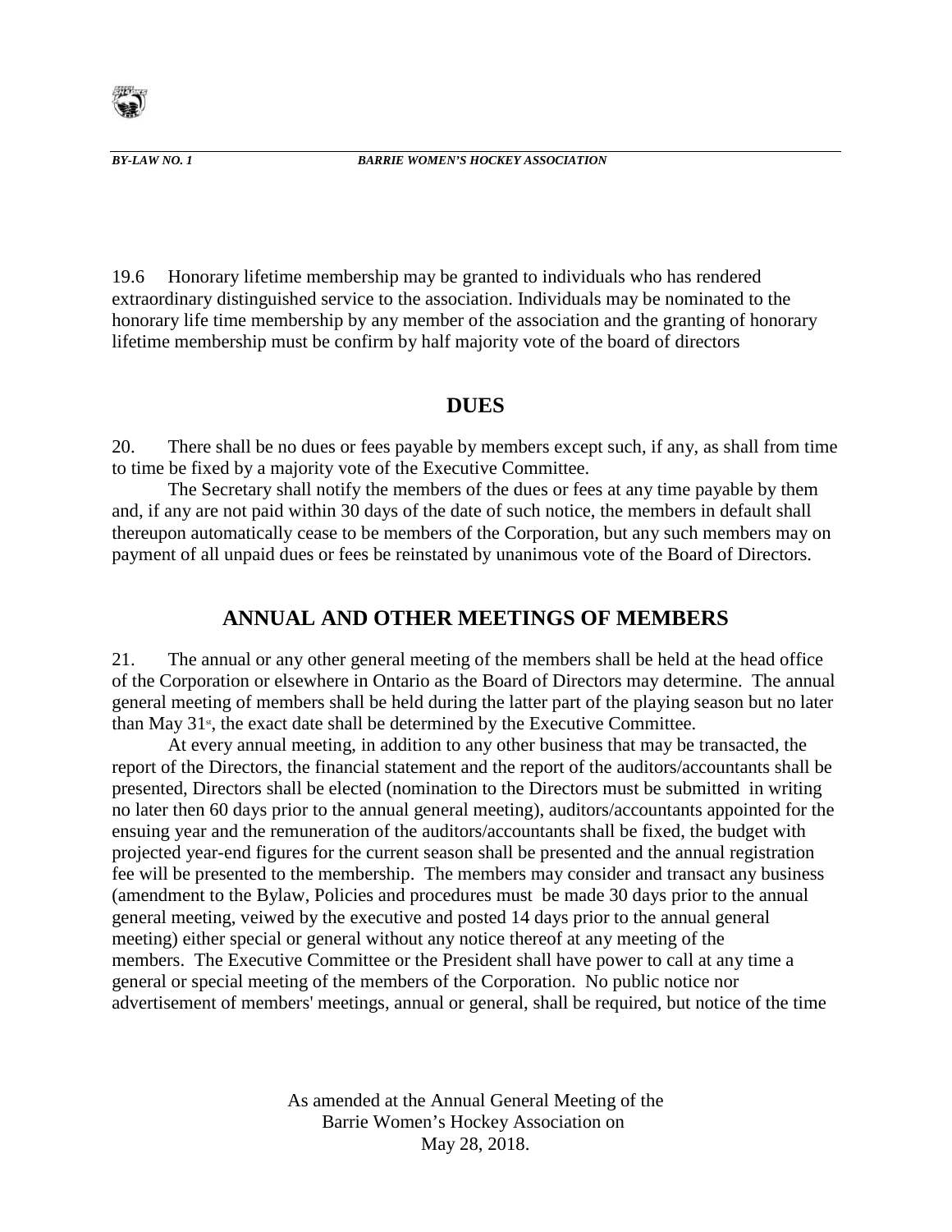19.6 Honorary lifetime membership may be granted to individuals who has rendered extraordinary distinguished service to the association. Individuals may be nominated to the honorary life time membership by any member of the association and the granting of honorary lifetime membership must be confirm by half majority vote of the board of directors

## DUES

20. There shall be no dues or fees payable by members except such, if any, as shall from time to time be fixed by a majority vote of the Executive Committee.

The Secretary shall notify the members of the dues or fees at any time payable by them and, if any are not paid within 30 days of the date of such notice, the members in default shall thereupon automatically cease to be members of the Corporation, but any such members may on payment of all unpaid dues or fees be reinstated by unanimous vote of the Board of Directors.

## ANNUAL AND OTHER MEETINGS OF MEMBERS

21. The annual or any other general meeting of the members shall be held at the head office of the Corporation or elsewhere in Ontario as the Board of Directors may determine. The annual general meeting of members shall be held during the latter part of the playing season but no later than May 31st, the exact date shall be determined by the Executive Committee.

At every annual meeting, in addition to any other business that may be transacted, the report of the Directors, the financial statement and the report of the auditors/accountants shall be presented, Directors shall be elected (nomination to the Directors must be submitted in writing no later then 60 days prior to the annual general meeting), auditors/accountants appointed for the ensuing year and the remuneration of the auditors/accountants shall be fixed, the budget with projected year-end figures for the current season shall be presented and the annual registration fee will be presented to the membership. The members may consider and transact any business (amendment to the Bylaw, Policies and procedures must be made 30 days prior to the annual general meeting, veiwed by the executive and posted 14 days prior to the annual general meeting) either special or general without any notice thereof at any meeting of the members. The Executive Committee or the President shall have power to call at any time a general or special meeting of the members of the Corporation. No public notice nor advertisement of members' meetings, annual or general, shall be required, but notice of the time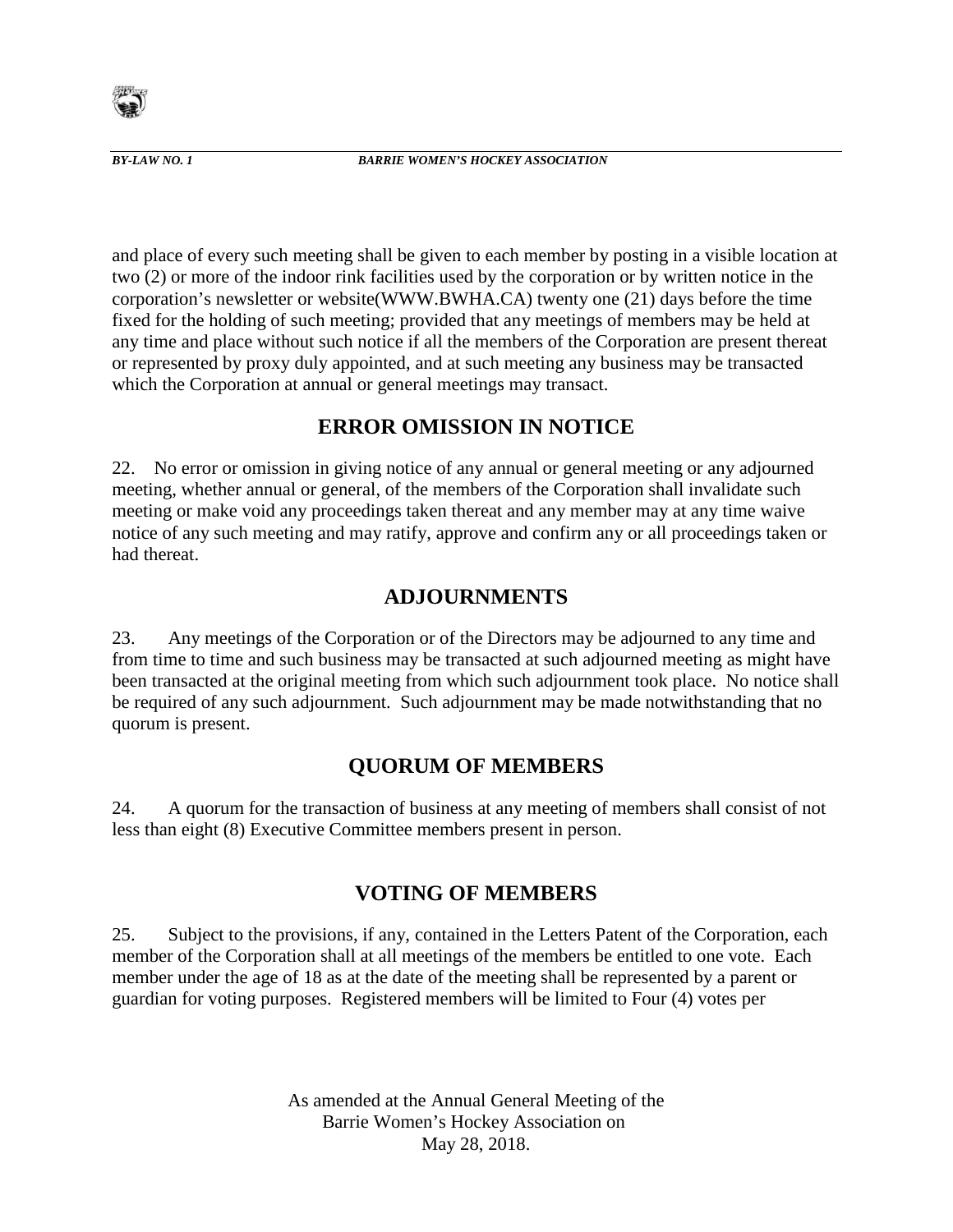and place of every such meeting shall be given to each member by posting in a visible location at two (2) or more of the indoor rink facilities used by the corporation or by written notice in the corporation's newsletter or website(WWW.BWHA.CA) twenty one (21) days before the time fixed for the holding of such meeting; provided that any meetings of members may be held at any time and place without such notice if all the members of the Corporation are present thereat or represented by proxy duly appointed, and at such meeting any business may be transacted which the Corporation at annual or general meetings may transact.

## ERROR OMISSION IN NOTICE

22. No error or omission in giving notice of any annual or general meeting or any adjourned meeting, whether annual or general, of the members of the Corporation shall invalidate such meeting or make void any proceedings taken thereat and any member may at any time waive notice of any such meeting and may ratify, approve and confirm any or all proceedings taken or had thereat.

## ADJOURNMENTS

23. Any meetings of the Corporation or of the Directors may be adjourned to any time and from time to time and such business may be transacted at such adjourned meeting as might have been transacted at the original meeting from which such adjournment took place. No notice shall be required of any such adjournment. Such adjournment may be made notwithstanding that no quorum is present.

## QUORUM OF MEMBERS

24. A quorum for the transaction of business at any meeting of members shall consist of not less than eight (8) Executive Committee members present in person.

## VOTING OF MEMBERS

25. Subject to the provisions, if any, contained in the Letters Patent of the Corporation, each member of the Corporation shall at all meetings of the members be entitled to one vote. Each member under the age of 18 as at the date of the meeting shall be represented by a parent or guardian for voting purposes. Registered members will be limited to Four (4) votes per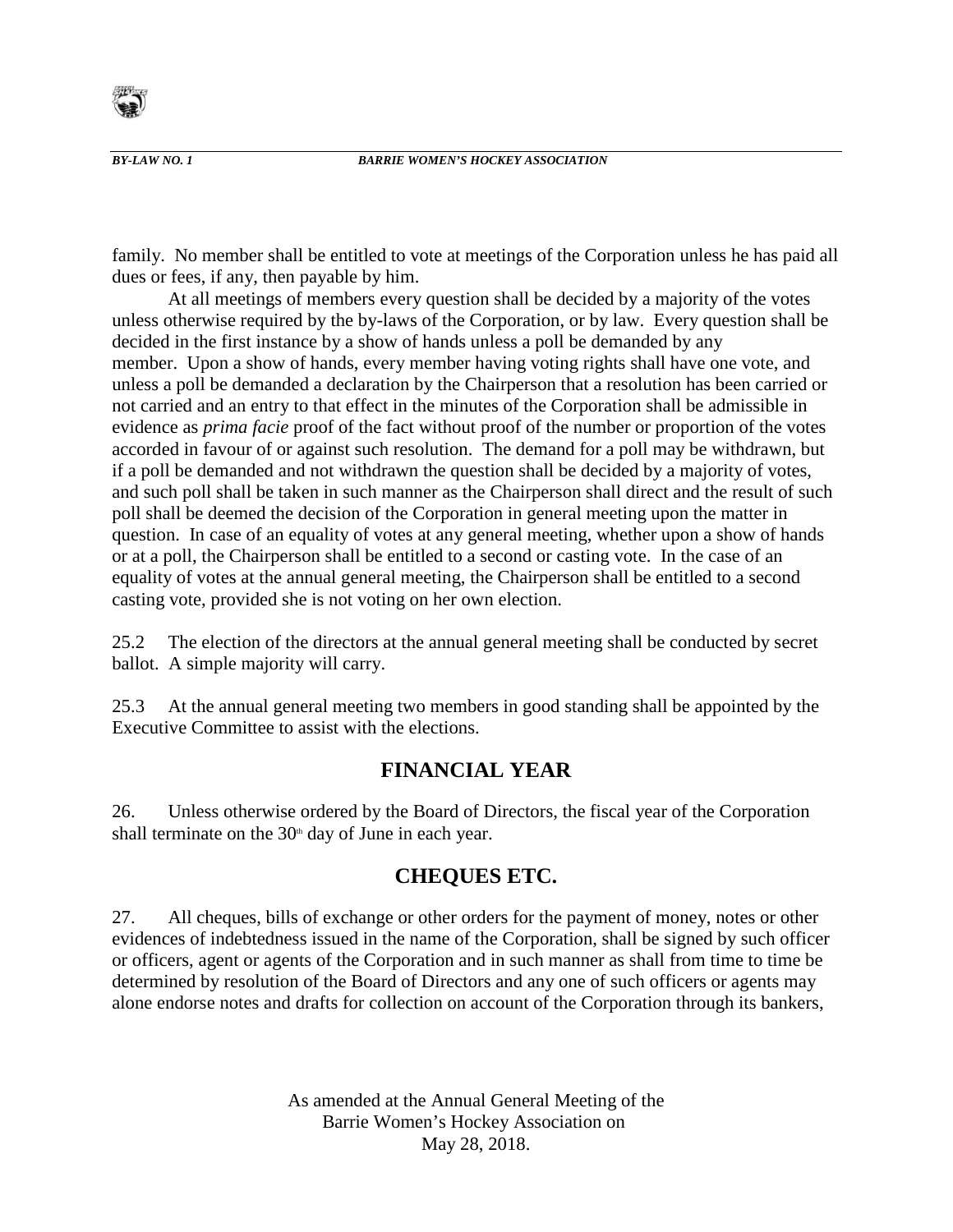family. No member shall be entitled to vote at meetings of the Corporation unless he has paid all dues or fees, if any, then payable by him.

At all meetings of members every question shall be decided by a majority of the votes unless otherwise required by the by-laws of the Corporation, or by law. Every question shall be decided in the first instance by a show of hands unless a poll be demanded by any member. Upon a show of hands, every member having voting rights shall have one vote, and unless a poll be demanded a declaration by the Chairperson that a resolution has been carried or not carried and an entry to that effect in the minutes of the Corporation shall be admissible in evidence as *prima facie* proof of the fact without proof of the number or proportion of the votes accorded in favour of or against such resolution. The demand for a poll may be withdrawn, but if a poll be demanded and not withdrawn the question shall be decided by a majority of votes, and such poll shall be taken in such manner as the Chairperson shall direct and the result of such poll shall be deemed the decision of the Corporation in general meeting upon the matter in question. In case of an equality of votes at any general meeting, whether upon a show of hands or at a poll, the Chairperson shall be entitled to a second or casting vote. In the case of an equality of votes at the annual general meeting, the Chairperson shall be entitled to a second casting vote, provided she is not voting on her own election.

25.2 The election of the directors at the annual general meeting shall be conducted by secret ballot. A simple majority will carry.

25.3 At the annual general meeting two members in good standing shall be appointed by the Executive Committee to assist with the elections.

## FINANCIAL YEAR

26. Unless otherwise ordered by the Board of Directors, the fiscal year of the Corporation shall terminate on the 30th day of June in each year.

## CHEQUES ETC.

27. All cheques, bills of exchange or other orders for the payment of money, notes or other evidences of indebtedness issued in the name of the Corporation, shall be signed by such officer or officers, agent or agents of the Corporation and in such manner as shall from time to time be determined by resolution of the Board of Directors and any one of such officers or agents may alone endorse notes and drafts for collection on account of the Corporation through its bankers,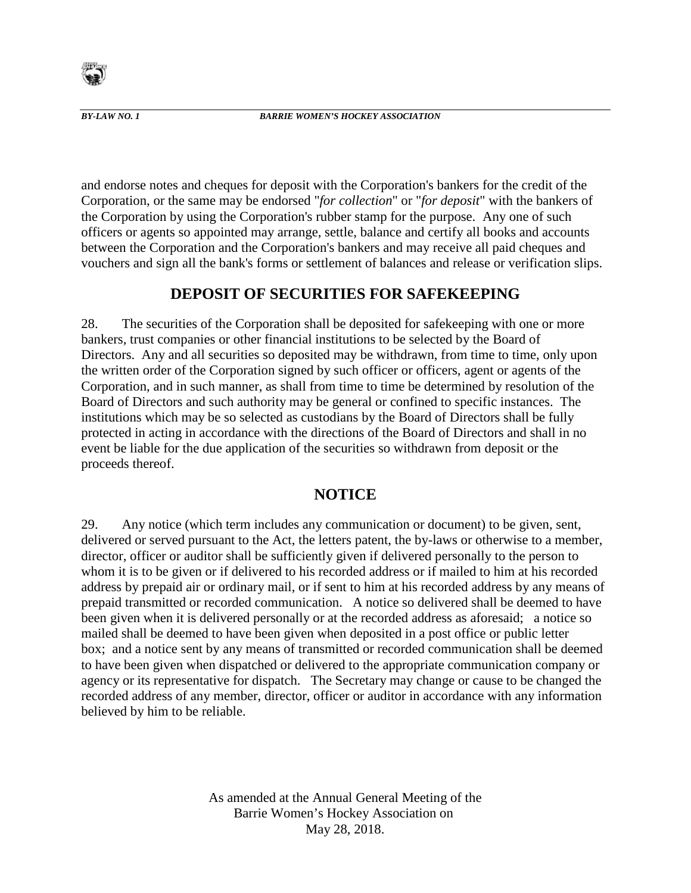and endorse notes and cheques for deposit with the Corporation's bankers for the credit of the Corporation, or the same may be endorsed "*for collection*" or "*for deposit*" with the bankers of the Corporation by using the Corporation's rubber stamp for the purpose. Any one of such officers or agents so appointed may arrange, settle, balance and certify all books and accounts between the Corporation and the Corporation's bankers and may receive all paid cheques and vouchers and sign all the bank's forms or settlement of balances and release or verification slips.

## DEPOSIT OF SECURITIES FOR SAFEKEEPING

28. The securities of the Corporation shall be deposited for safekeeping with one or more bankers, trust companies or other financial institutions to be selected by the Board of Directors. Any and all securities so deposited may be withdrawn, from time to time, only upon the written order of the Corporation signed by such officer or officers, agent or agents of the Corporation, and in such manner, as shall from time to time be determined by resolution of the Board of Directors and such authority may be general or confined to specific instances. The institutions which may be so selected as custodians by the Board of Directors shall be fully protected in acting in accordance with the directions of the Board of Directors and shall in no event be liable for the due application of the securities so withdrawn from deposit or the proceeds thereof.

## NOTICE

29. Any notice (which term includes any communication or document) to be given, sent, delivered or served pursuant to the Act, the letters patent, the by-laws or otherwise to a member, director, officer or auditor shall be sufficiently given if delivered personally to the person to whom it is to be given or if delivered to his recorded address or if mailed to him at his recorded address by prepaid air or ordinary mail, or if sent to him at his recorded address by any means of prepaid transmitted or recorded communication. A notice so delivered shall be deemed to have been given when it is delivered personally or at the recorded address as aforesaid; a notice so mailed shall be deemed to have been given when deposited in a post office or public letter box; and a notice sent by any means of transmitted or recorded communication shall be deemed to have been given when dispatched or delivered to the appropriate communication company or agency or its representative for dispatch. The Secretary may change or cause to be changed the recorded address of any member, director, officer or auditor in accordance with any information believed by him to be reliable.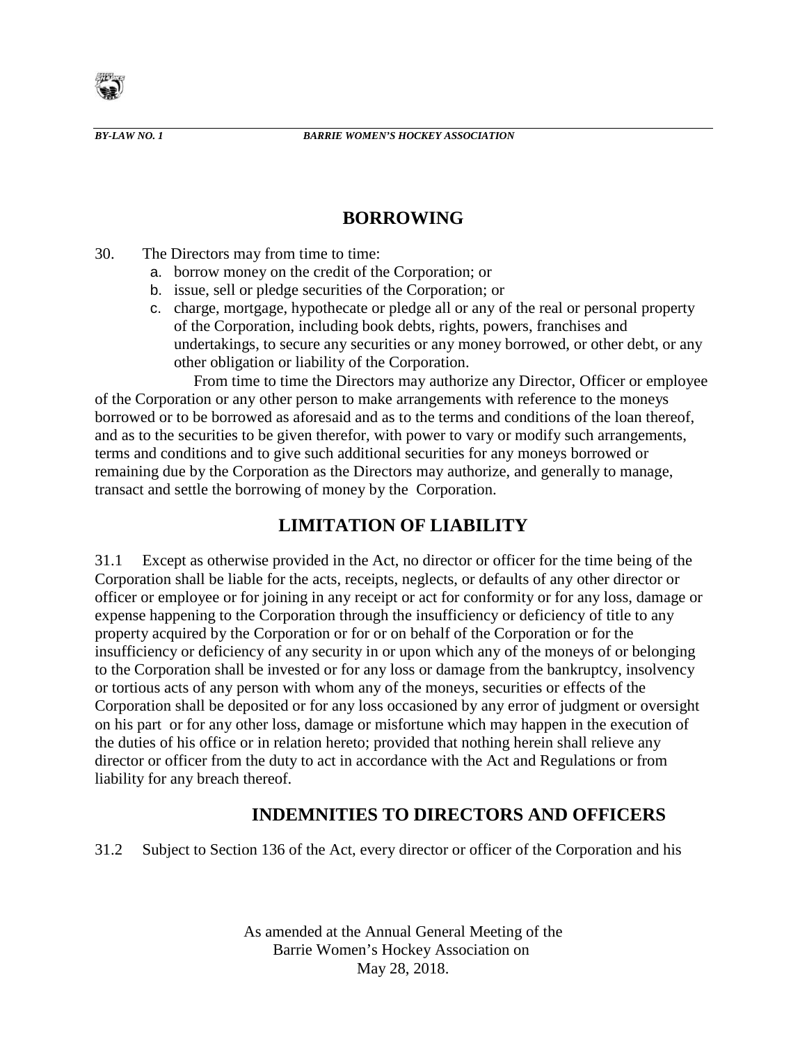## BORROWING

30. The Directors may from time to time:

   a. borrow money on the credit of the Corporation; or
   b. issue, sell or pledge securities of the Corporation; or
   c. charge, mortgage, hypothecate or pledge all or any of the real or personal property of the Corporation, including book debts, rights, powers, franchises and undertakings, to secure any securities or any money borrowed, or other debt, or any other obligation or liability of the Corporation.

From time to time the Directors may authorize any Director, Officer or employee of the Corporation or any other person to make arrangements with reference to the moneys borrowed or to be borrowed as aforesaid and as to the terms and conditions of the loan thereof, and as to the securities to be given therefor, with power to vary or modify such arrangements, terms and conditions and to give such additional securities for any moneys borrowed or remaining due by the Corporation as the Directors may authorize, and generally to manage, transact and settle the borrowing of money by the Corporation.

## LIMITATION OF LIABILITY

31.1 Except as otherwise provided in the Act, no director or officer for the time being of the Corporation shall be liable for the acts, receipts, neglects, or defaults of any other director or officer or employee or for joining in any receipt or act for conformity or for any loss, damage or expense happening to the Corporation through the insufficiency or deficiency of title to any property acquired by the Corporation or for or on behalf of the Corporation or for the insufficiency or deficiency of any security in or upon which any of the moneys of or belonging to the Corporation shall be invested or for any loss or damage from the bankruptcy, insolvency or tortious acts of any person with whom any of the moneys, securities or effects of the Corporation shall be deposited or for any loss occasioned by any error of judgment or oversight on his part or for any other loss, damage or misfortune which may happen in the execution of the duties of his office or in relation hereto; provided that nothing herein shall relieve any director or officer from the duty to act in accordance with the Act and Regulations or from liability for any breach thereof.

## INDEMNITIES TO DIRECTORS AND OFFICERS

31.2 Subject to Section 136 of the Act, every director or officer of the Corporation and his

As amended at the Annual General Meeting of the Barrie Women's Hockey Association on May 28, 2018.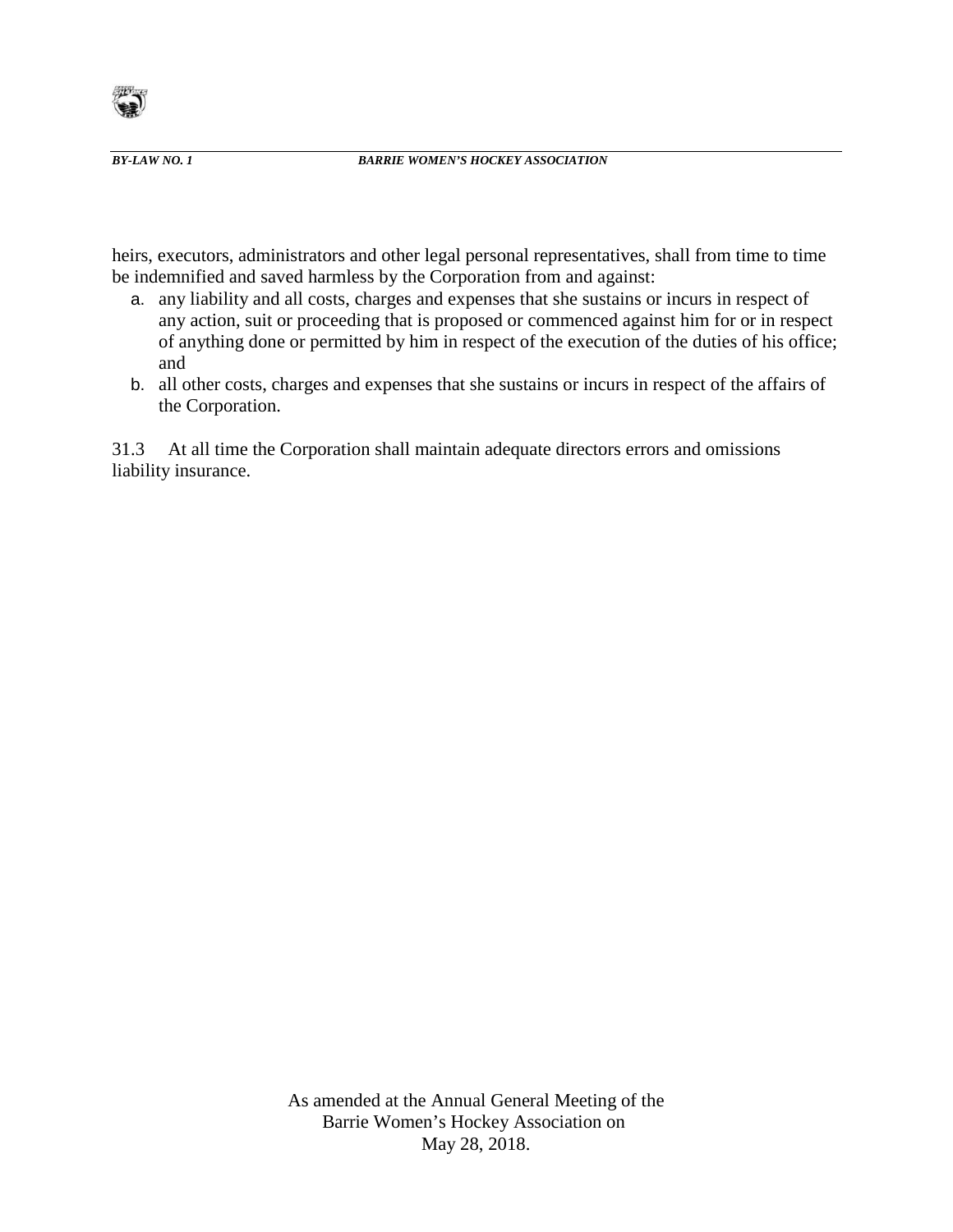heirs, executors, administrators and other legal personal representatives, shall from time to time be indemnified and saved harmless by the Corporation from and against:

a. any liability and all costs, charges and expenses that she sustains or incurs in respect of any action, suit or proceeding that is proposed or commenced against him for or in respect of anything done or permitted by him in respect of the execution of the duties of his office; and
b. all other costs, charges and expenses that she sustains or incurs in respect of the affairs of the Corporation.

31.3 At all time the Corporation shall maintain adequate directors errors and omissions liability insurance.

As amended at the Annual General Meeting of the Barrie Women's Hockey Association on May 28, 2018.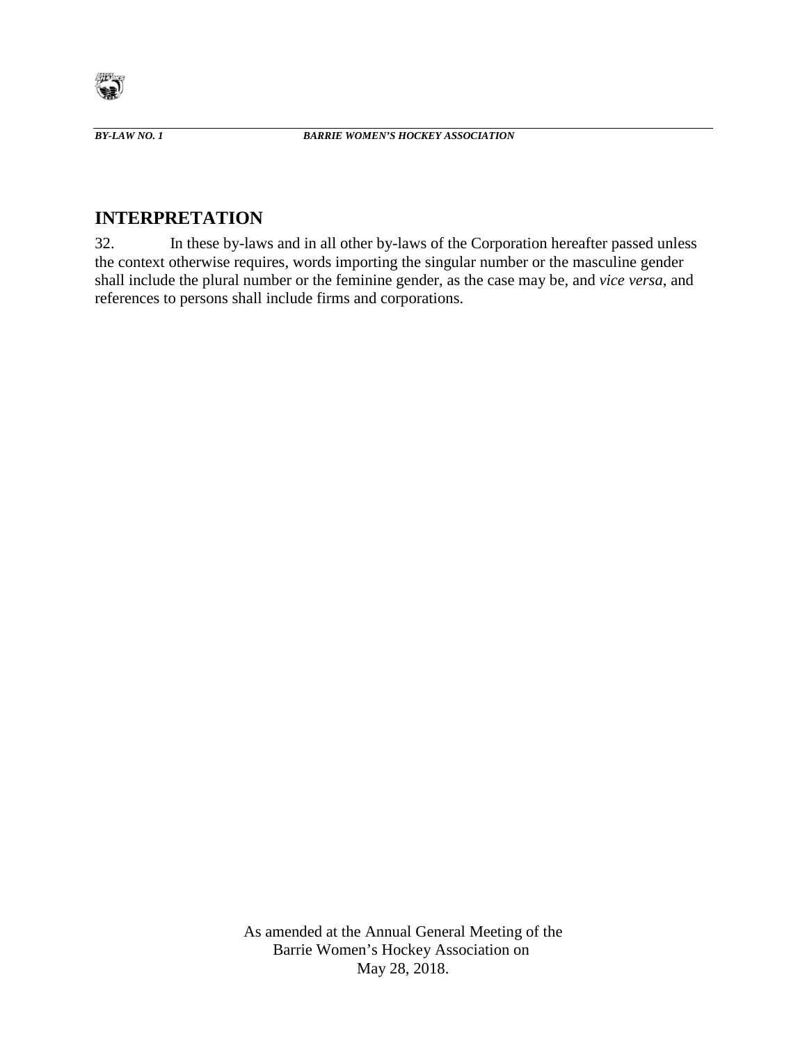## INTERPRETATION

32. In these by-laws and in all other by-laws of the Corporation hereafter passed unless the context otherwise requires, words importing the singular number or the masculine gender shall include the plural number or the feminine gender, as the case may be, and *vice versa*, and references to persons shall include firms and corporations.

As amended at the Annual General Meeting of the Barrie Women's Hockey Association on May 28, 2018.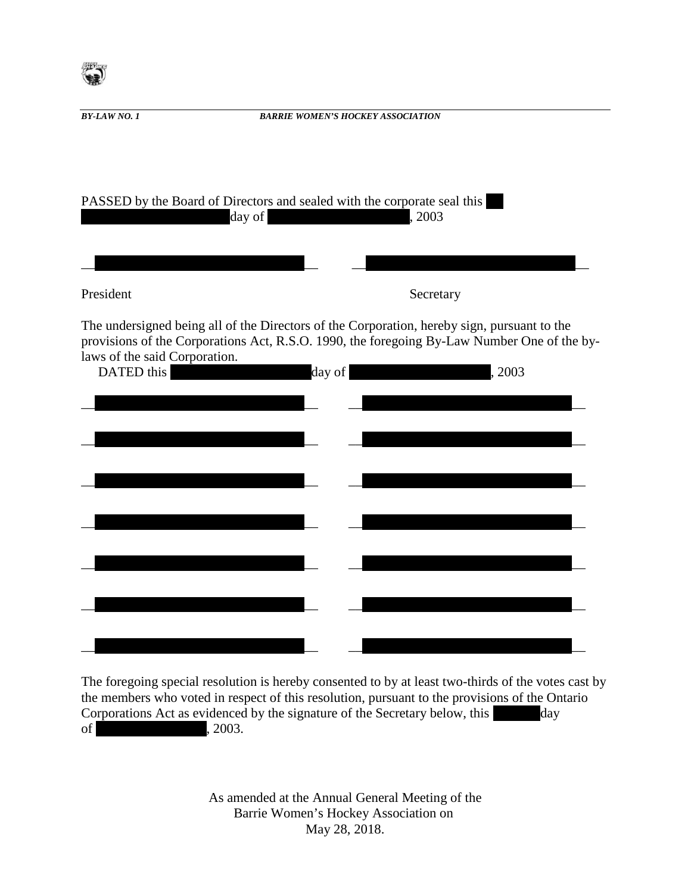PASSED by the Board of Directors and sealed with the corporate seal this ______ day of ______, 2003

______ ______

President Secretary

The undersigned being all of the Directors of the Corporation, hereby sign, pursuant to the provisions of the Corporations Act, R.S.O. 1990, the foregoing By-Law Number One of the by-laws of the said Corporation.

DATED this ______ day of ______, 2003

______ ______

______ ______

______ ______

______ ______

______ ______

______ ______

______ ______

The foregoing special resolution is hereby consented to by at least two-thirds of the votes cast by the members who voted in respect of this resolution, pursuant to the provisions of the Ontario Corporations Act as evidenced by the signature of the Secretary below, this ______ day of ______, 2003.

As amended at the Annual General Meeting of the
Barrie Women's Hockey Association on
May 28, 2018.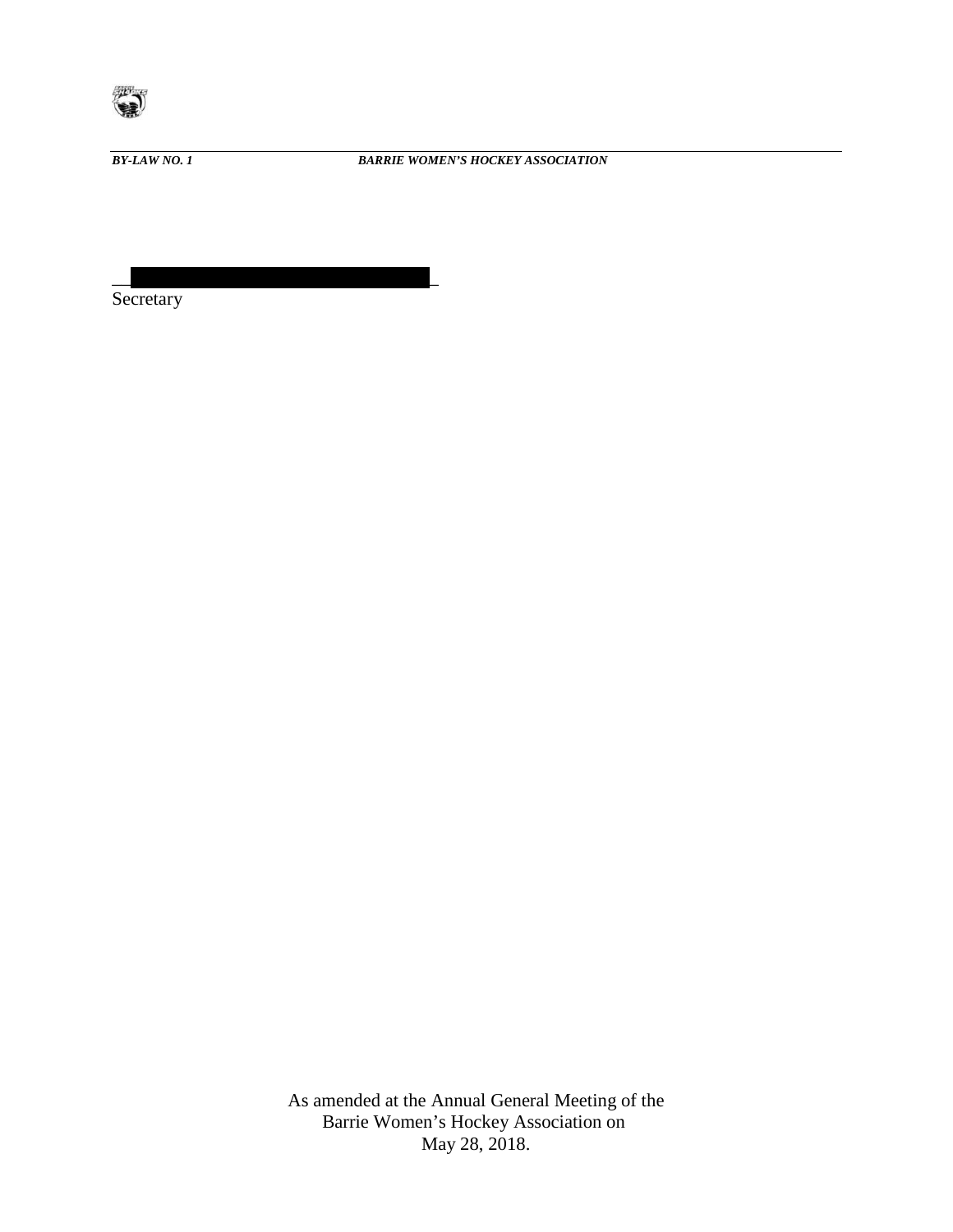\_\_\_\_\_\_\_\_\_\_\_\_\_\_\_\_\_\_\_\_\_\_\_\_\_\_\_\_\_\_\_\_\_\_\_\_\_\_

Secretary

As amended at the Annual General Meeting of the
Barrie Women's Hockey Association on
May 28, 2018.